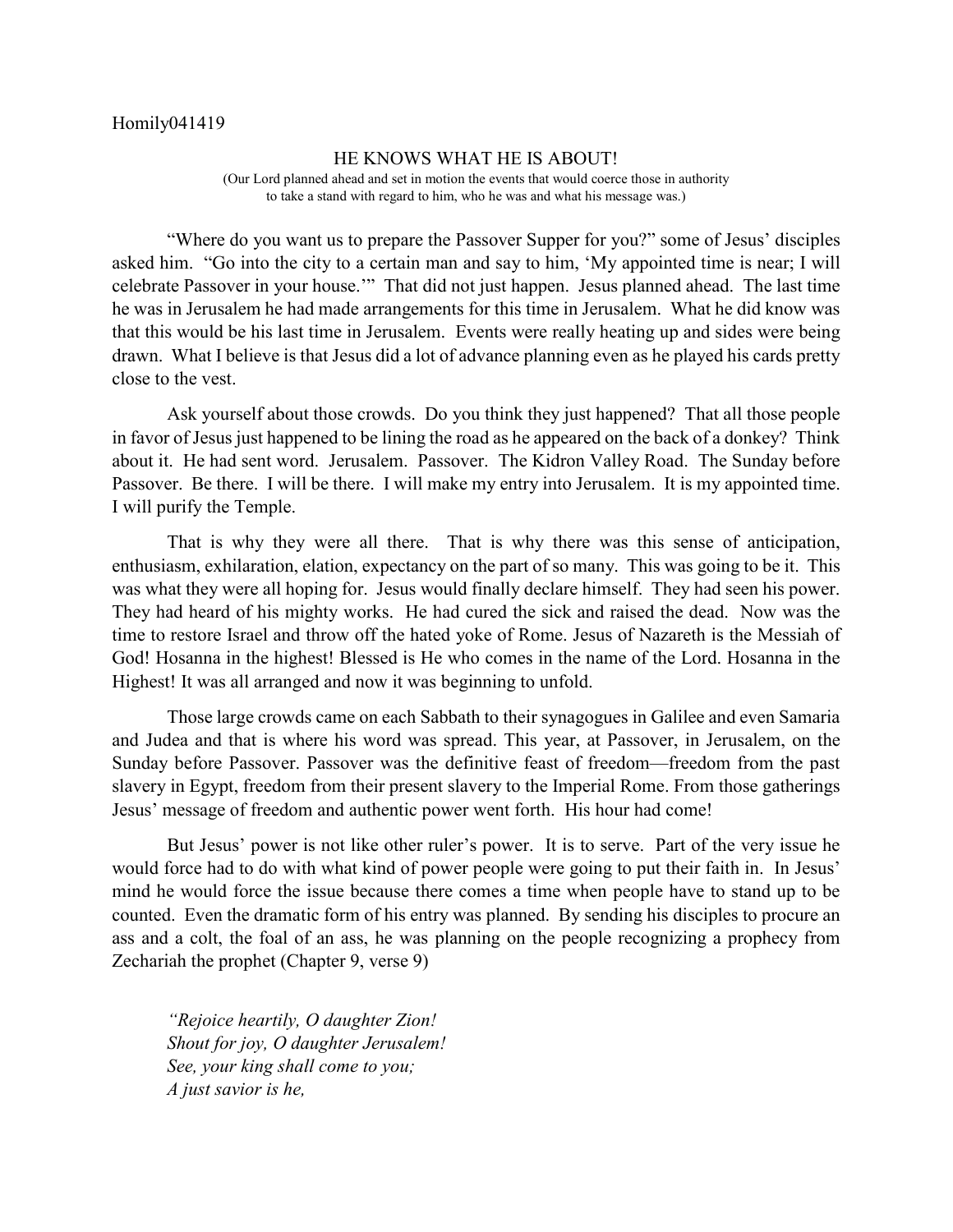Homily041419

# HE KNOWS WHAT HE IS ABOUT!

(Our Lord planned ahead and set in motion the events that would coerce those in authority to take a stand with regard to him, who he was and what his message was.)

"Where do you want us to prepare the Passover Supper for you?" some of Jesus' disciples asked him. "Go into the city to a certain man and say to him, 'My appointed time is near; I will celebrate Passover in your house.'" That did not just happen. Jesus planned ahead. The last time he was in Jerusalem he had made arrangements for this time in Jerusalem. What he did know was that this would be his last time in Jerusalem. Events were really heating up and sides were being drawn. What I believe is that Jesus did a lot of advance planning even as he played his cards pretty close to the vest.

Ask yourself about those crowds. Do you think they just happened? That all those people in favor of Jesus just happened to be lining the road as he appeared on the back of a donkey? Think about it. He had sent word. Jerusalem. Passover. The Kidron Valley Road. The Sunday before Passover. Be there. I will be there. I will make my entry into Jerusalem. It is my appointed time. I will purify the Temple.

That is why they were all there. That is why there was this sense of anticipation, enthusiasm, exhilaration, elation, expectancy on the part of so many. This was going to be it. This was what they were all hoping for. Jesus would finally declare himself. They had seen his power. They had heard of his mighty works. He had cured the sick and raised the dead. Now was the time to restore Israel and throw off the hated yoke of Rome. Jesus of Nazareth is the Messiah of God! Hosanna in the highest! Blessed is He who comes in the name of the Lord. Hosanna in the Highest! It was all arranged and now it was beginning to unfold.

Those large crowds came on each Sabbath to their synagogues in Galilee and even Samaria and Judea and that is where his word was spread. This year, at Passover, in Jerusalem, on the Sunday before Passover. Passover was the definitive feast of freedom—freedom from the past slavery in Egypt, freedom from their present slavery to the Imperial Rome. From those gatherings Jesus' message of freedom and authentic power went forth. His hour had come!

But Jesus' power is not like other ruler's power. It is to serve. Part of the very issue he would force had to do with what kind of power people were going to put their faith in. In Jesus' mind he would force the issue because there comes a time when people have to stand up to be counted. Even the dramatic form of his entry was planned. By sending his disciples to procure an ass and a colt, the foal of an ass, he was planning on the people recognizing a prophecy from Zechariah the prophet (Chapter 9, verse 9)

*"Rejoice heartily, O daughter Zion!*
*Shout for joy, O daughter Jerusalem!*
*See, your king shall come to you;*
*A just savior is he,*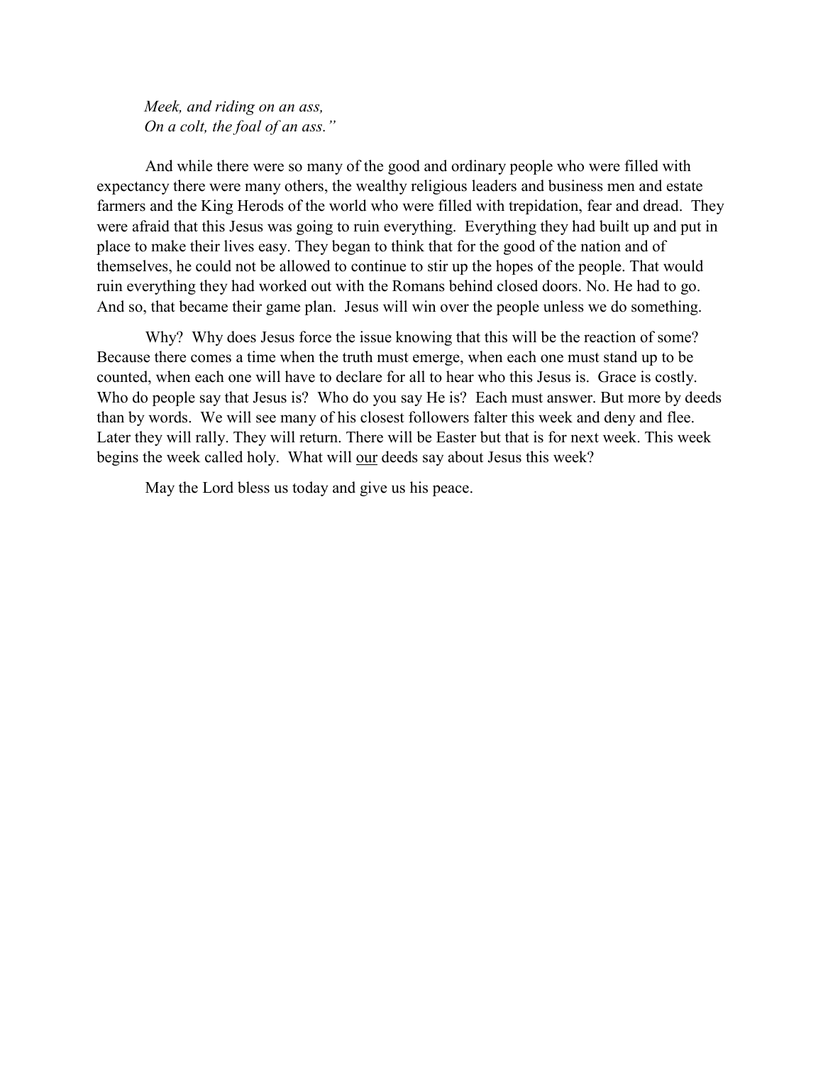*Meek, and riding on an ass,*
*On a colt, the foal of an ass."*

And while there were so many of the good and ordinary people who were filled with expectancy there were many others, the wealthy religious leaders and business men and estate farmers and the King Herods of the world who were filled with trepidation, fear and dread. They were afraid that this Jesus was going to ruin everything. Everything they had built up and put in place to make their lives easy. They began to think that for the good of the nation and of themselves, he could not be allowed to continue to stir up the hopes of the people. That would ruin everything they had worked out with the Romans behind closed doors. No. He had to go. And so, that became their game plan. Jesus will win over the people unless we do something.

Why? Why does Jesus force the issue knowing that this will be the reaction of some? Because there comes a time when the truth must emerge, when each one must stand up to be counted, when each one will have to declare for all to hear who this Jesus is. Grace is costly. Who do people say that Jesus is? Who do you say He is? Each must answer. But more by deeds than by words. We will see many of his closest followers falter this week and deny and flee. Later they will rally. They will return. There will be Easter but that is for next week. This week begins the week called holy. What will <u>our</u> deeds say about Jesus this week?

May the Lord bless us today and give us his peace.